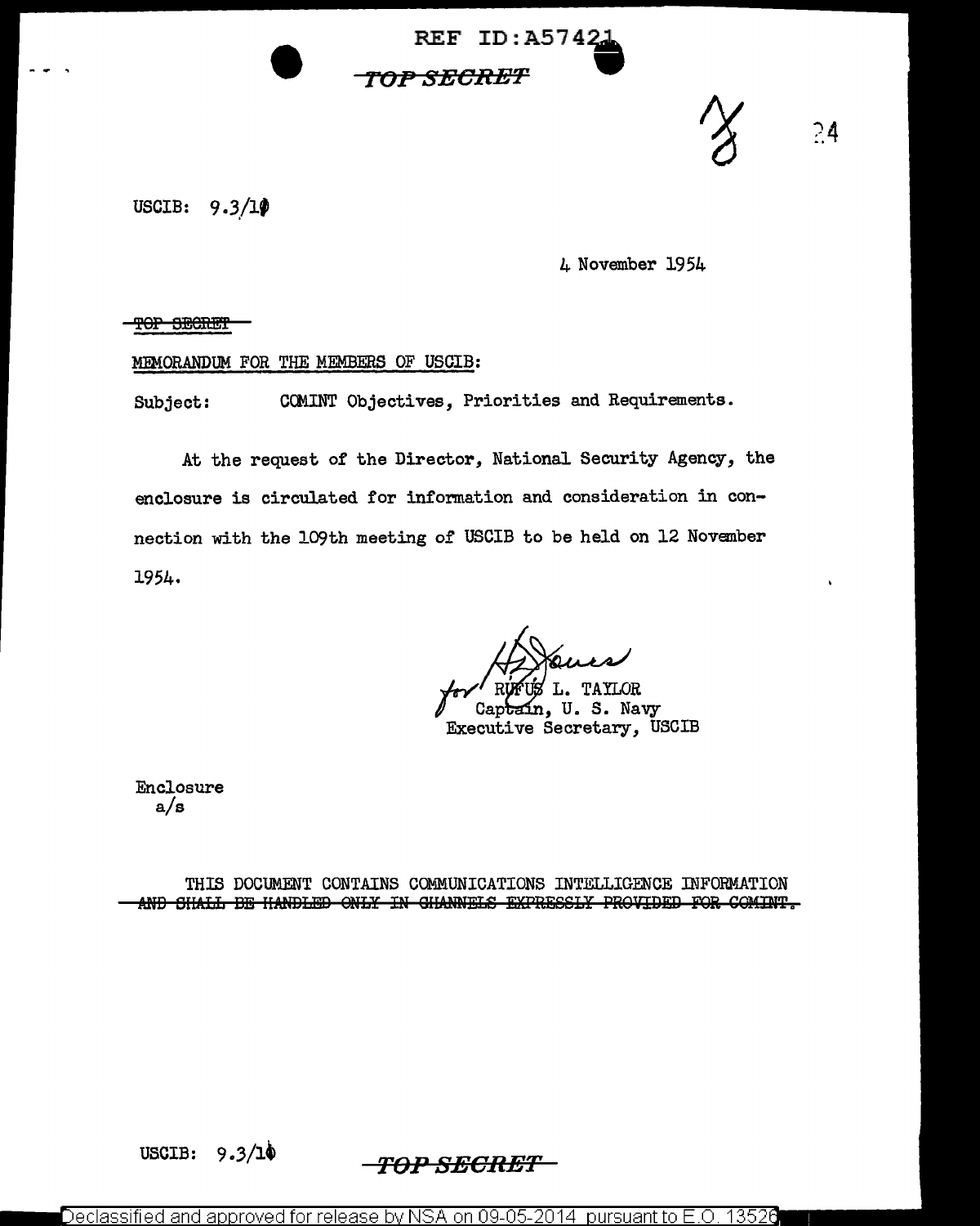REF ID:A57421

~~TOP SECRET~~

USCIB: 9.3/10

4 November 1954

~~TOP SECRET~~

MEMORANDUM FOR THE MEMBERS OF USCIB:

Subject: COMINT Objectives, Priorities and Requirements.

At the request of the Director, National Security Agency, the enclosure is circulated for information and consideration in connection with the 109th meeting of USCIB to be held on 12 November 1954.

for RUFUS L. TAYLOR
Captain, U. S. Navy
Executive Secretary, USCIB

Enclosure
a/s

THIS DOCUMENT CONTAINS COMMUNICATIONS INTELLIGENCE INFORMATION
~~AND SHALL BE HANDLED ONLY IN CHANNELS EXPRESSLY PROVIDED FOR COMINT.~~

USCIB: 9.3/10

~~TOP SECRET~~

Declassified and approved for release by NSA on 09-05-2014 pursuant to E.O. 13526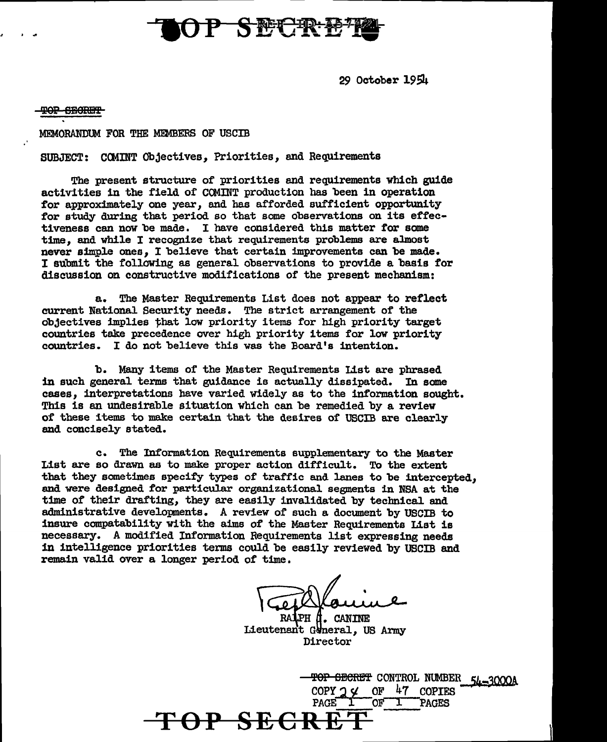TOP SECRET

29 October 1954

~~TOP SECRET~~

MEMORANDUM FOR THE MEMBERS OF USCIB

SUBJECT: COMINT Objectives, Priorities, and Requirements

The present structure of priorities and requirements which guide activities in the field of COMINT production has been in operation for approximately one year, and has afforded sufficient opportunity for study during that period so that some observations on its effectiveness can now be made. I have considered this matter for some time, and while I recognize that requirements problems are almost never simple ones, I believe that certain improvements can be made. I submit the following as general observations to provide a basis for discussion on constructive modifications of the present mechanism:

a. The Master Requirements List does not appear to reflect current National Security needs. The strict arrangement of the objectives implies that low priority items for high priority target countries take precedence over high priority items for low priority countries. I do not believe this was the Board's intention.

b. Many items of the Master Requirements List are phrased in such general terms that guidance is actually dissipated. In some cases, interpretations have varied widely as to the information sought. This is an undesirable situation which can be remedied by a review of these items to make certain that the desires of USCIB are clearly and concisely stated.

c. The Information Requirements supplementary to the Master List are so drawn as to make proper action difficult. To the extent that they sometimes specify types of traffic and lanes to be intercepted, and were designed for particular organizational segments in NSA at the time of their drafting, they are easily invalidated by technical and administrative developments. A review of such a document by USCIB to insure compatability with the aims of the Master Requirements List is necessary. A modified Information Requirements list expressing needs in intelligence priorities terms could be easily reviewed by USCIB and remain valid over a longer period of time.

RALPH J. CANINE
Lieutenant General, US Army
Director

~~TOP SECRET~~ CONTROL NUMBER 54-3000A
COPY 24 OF 47 COPIES
PAGE 1 OF 1 PAGES

TOP SECRET